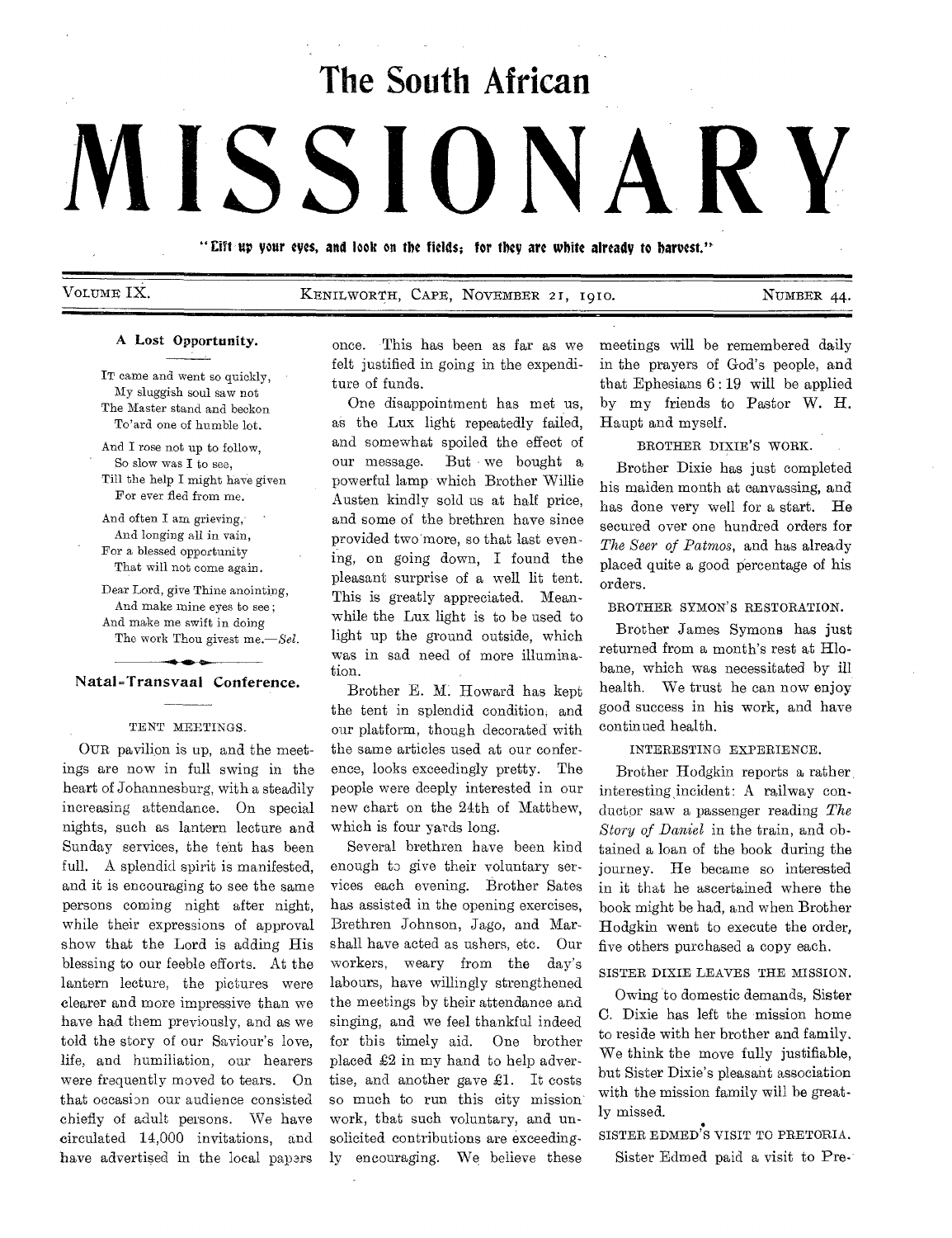# The South African MISSIONARY

"Lift up your eyes, and look on the fields; for they are white already to harvest."

VOLUME IX. KENILWORTH, CAPE, NOVEMBER 21, 1910. NUMBER 44.

### A Lost Opportunity.

IT came and went so quickly,
My sluggish soul saw not
The Master stand and beckon
To'ard one of humble lot.

And I rose not up to follow,
So slow was I to see,
Till the help I might have given
For ever fled from me.

And often I am grieving,
And longing all in vain,
For a blessed opportunity
That will not come again.

Dear Lord, give Thine anointing,
And make mine eyes to see;
And make me swift in doing
The work Thou givest me.—*Sel.*

## Natal-Transvaal Conference.

#### TENT MEETINGS.

OUR pavilion is up, and the meetings are now in full swing in the heart of Johannesburg, with a steadily increasing attendance. On special nights, such as lantern lecture and Sunday services, the tent has been full. A splendid spirit is manifested, and it is encouraging to see the same persons coming night after night, while their expressions of approval show that the Lord is adding His blessing to our feeble efforts. At the lantern lecture, the pictures were clearer and more impressive than we have had them previously, and as we told the story of our Saviour's love, life, and humiliation, our hearers were frequently moved to tears. On that occasion our audience consisted chiefly of adult persons. We have circulated 14,000 invitations, and have advertised in the local papers once. This has been as far as we felt justified in going in the expenditure of funds.

One disappointment has met us, as the Lux light repeatedly failed, and somewhat spoiled the effect of our message. But we bought a powerful lamp which Brother Willie Austen kindly sold us at half price, and some of the brethren have since provided two more, so that last evening, on going down, I found the pleasant surprise of a well lit tent. This is greatly appreciated. Meanwhile the Lux light is to be used to light up the ground outside, which was in sad need of more illumination.

Brother E. M. Howard has kept the tent in splendid condition, and our platform, though decorated with the same articles used at our conference, looks exceedingly pretty. The people were deeply interested in our new chart on the 24th of Matthew, which is four yards long.

Several brethren have been kind enough to give their voluntary services each evening. Brother Sates has assisted in the opening exercises, Brethren Johnson, Jago, and Marshall have acted as ushers, etc. Our workers, weary from the day's labours, have willingly strengthened the meetings by their attendance and singing, and we feel thankful indeed for this timely aid. One brother placed £2 in my hand to help advertise, and another gave £1. It costs so much to run this city mission work, that such voluntary, and unsolicited contributions are exceedingly encouraging. We believe these meetings will be remembered daily in the prayers of God's people, and that Ephesians 6:19 will be applied by my friends to Pastor W. H. Haupt and myself.

#### BROTHER DIXIE'S WORK.

Brother Dixie has just completed his maiden month at canvassing, and has done very well for a start. He secured over one hundred orders for *The Seer of Patmos*, and has already placed quite a good percentage of his orders.

#### BROTHER SYMON'S RESTORATION.

Brother James Symons has just returned from a month's rest at Hlobane, which was necessitated by ill health. We trust he can now enjoy good success in his work, and have continued health.

#### INTERESTING EXPERIENCE.

Brother Hodgkin reports a rather interesting incident: A railway conductor saw a passenger reading *The Story of Daniel* in the train, and obtained a loan of the book during the journey. He became so interested in it that he ascertained where the book might be had, and when Brother Hodgkin went to execute the order, five others purchased a copy each.

#### SISTER DIXIE LEAVES THE MISSION.

Owing to domestic demands, Sister C. Dixie has left the mission home to reside with her brother and family. We think the move fully justifiable, but Sister Dixie's pleasant association with the mission family will be greatly missed.

#### SISTER EDMED'S VISIT TO PRETORIA.

Sister Edmed paid a visit to Pre-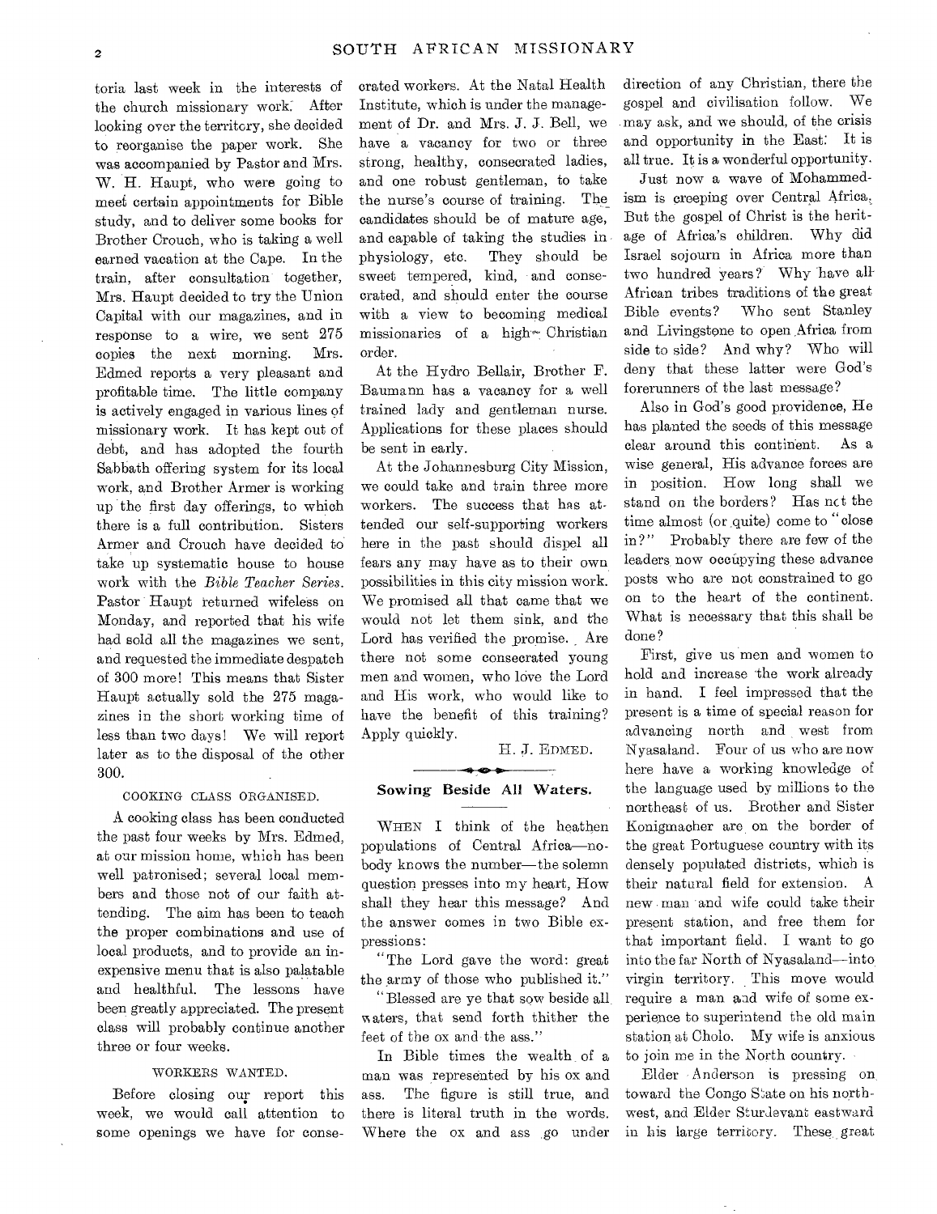toria last week in the interests of the church missionary work. After looking over the territory, she decided to reorganise the paper work. She was accompanied by Pastor and Mrs. W. H. Haupt, who were going to meet certain appointments for Bible study, and to deliver some books for Brother Crouch, who is taking a well earned vacation at the Cape. In the train, after consultation together, Mrs. Haupt decided to try the Union Capital with our magazines, and in response to a wire, we sent 275 copies the next morning. Mrs. Edmed reports a very pleasant and profitable time. The little company is actively engaged in various lines of missionary work. It has kept out of debt, and has adopted the fourth Sabbath offering system for its local work, and Brother Armer is working up the first day offerings, to which there is a full contribution. Sisters Armer and Crouch have decided to take up systematic house to house work with the *Bible Teacher Series*. Pastor Haupt returned wifeless on Monday, and reported that his wife had sold all the magazines we sent, and requested the immediate despatch of 300 more! This means that Sister Haupt actually sold the 275 magazines in the short working time of less than two days! We will report later as to the disposal of the other 300.

COOKING CLASS ORGANISED.

A cooking class has been conducted the past four weeks by Mrs. Edmed, at our mission home, which has been well patronised; several local members and those not of our faith attending. The aim has been to teach the proper combinations and use of local products, and to provide an inexpensive menu that is also palatable and healthful. The lessons have been greatly appreciated. The present class will probably continue another three or four weeks.

WORKERS WANTED.

Before closing our report this week, we would call attention to some openings we have for consecrated workers. At the Natal Health Institute, which is under the management of Dr. and Mrs. J. J. Bell, we have a vacancy for two or three strong, healthy, consecrated ladies, and one robust gentleman, to take the nurse's course of training. The candidates should be of mature age, and capable of taking the studies in physiology, etc. They should be sweet tempered, kind, and consecrated, and should enter the course with a view to becoming medical missionaries of a high Christian order.

At the Hydro Bellair, Brother F. Baumann has a vacancy for a well trained lady and gentleman nurse. Applications for these places should be sent in early.

At the Johannesburg City Mission, we could take and train three more workers. The success that has attended our self-supporting workers here in the past should dispel all fears any may have as to their own possibilities in this city mission work. We promised all that came that we would not let them sink, and the Lord has verified the promise. Are there not some consecrated young men and women, who love the Lord and His work, who would like to have the benefit of this training? Apply quickly.

H. J. EDMED.

## Sowing Beside All Waters.

WHEN I think of the heathen populations of Central Africa—nobody knows the number—the solemn question presses into my heart, How shall they hear this message? And the answer comes in two Bible expressions:

"The Lord gave the word: great the army of those who published it."

"Blessed are ye that sow beside all waters, that send forth thither the feet of the ox and the ass."

In Bible times the wealth of a man was represented by his ox and ass. The figure is still true, and there is literal truth in the words. Where the ox and ass go under direction of any Christian, there the gospel and civilisation follow. We may ask, and we should, of the crisis and opportunity in the East. It is all true. It is a wonderful opportunity.

Just now a wave of Mohammedism is creeping over Central Africa. But the gospel of Christ is the heritage of Africa's children. Why did Israel sojourn in Africa more than two hundred years? Why have all African tribes traditions of the great Bible events? Who sent Stanley and Livingstone to open Africa from side to side? And why? Who will deny that these latter were God's forerunners of the last message?

Also in God's good providence, He has planted the seeds of this message clear around this continent. As a wise general, His advance forces are in position. How long shall we stand on the borders? Has not the time almost (or quite) come to "close in?" Probably there are few of the leaders now occupying these advance posts who are not constrained to go on to the heart of the continent. What is necessary that this shall be done?

First, give us men and women to hold and increase the work already in hand. I feel impressed that the present is a time of special reason for advancing north and west from Nyasaland. Four of us who are now here have a working knowledge of the language used by millions to the northeast of us. Brother and Sister Konigmacher are on the border of the great Portuguese country with its densely populated districts, which is their natural field for extension. A new man and wife could take their present station, and free them for that important field. I want to go into the far North of Nyasaland—into virgin territory. This move would require a man and wife of some experience to superintend the old main station at Cholo. My wife is anxious to join me in the North country.

Elder Anderson is pressing on toward the Congo State on his northwest, and Elder Sturdevant eastward in his large territory. These great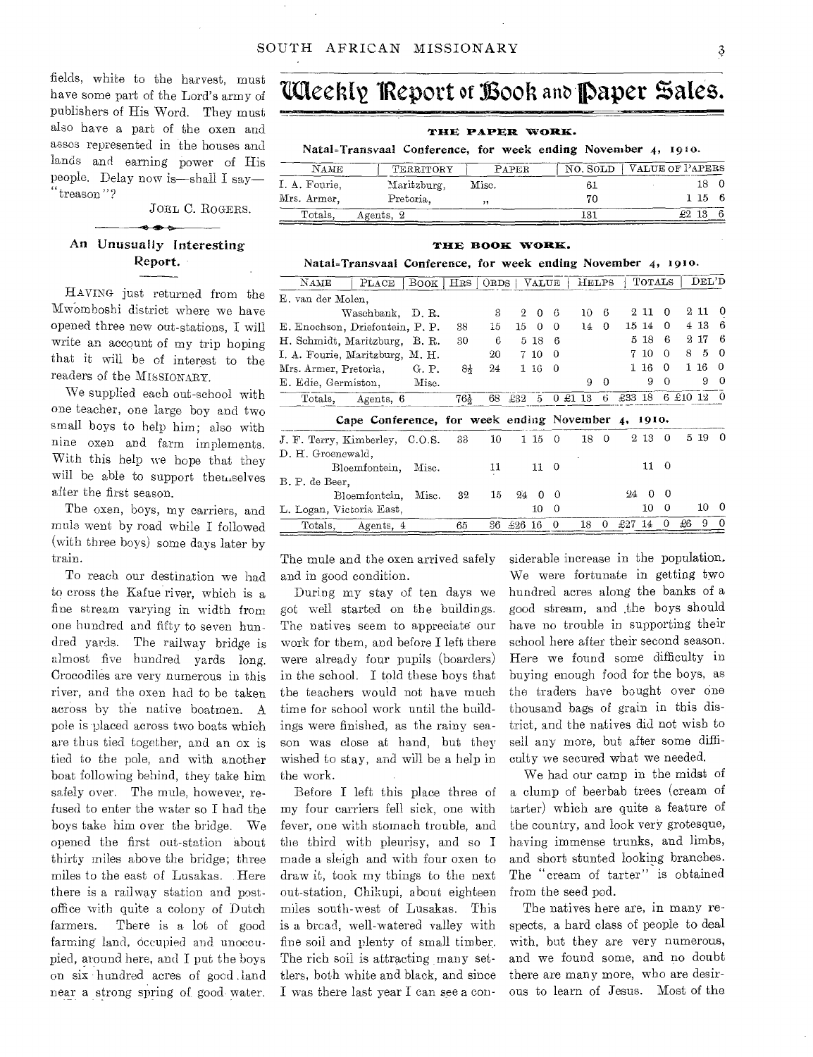fields, white to the harvest, must have some part of the Lord's army of publishers of His Word. They must also have a part of the oxen and asses represented in the houses and lands and earning power of His people. Delay now is—shall I say—"treason"?

JOEL C. ROGERS.

## An Unusually Interesting Report.

HAVING just returned from the Mwomboshi district where we have opened three new out-stations, I will write an account of my trip hoping that it will be of interest to the readers of the MISSIONARY.

We supplied each out-school with one teacher, one large boy and two small boys to help him; also with nine oxen and farm implements. With this help we hope that they will be able to support themselves after the first season.

The oxen, boys, my carriers, and mule went by road while I followed (with three boys) some days later by train.

To reach our destination we had to cross the Kafue river, which is a fine stream varying in width from one hundred and fifty to seven hundred yards. The railway bridge is almost five hundred yards long. Crocodiles are very numerous in this river, and the oxen had to be taken across by the native boatmen. A pole is placed across two boats which are thus tied together, and an ox is tied to the pole, and with another boat following behind, they take him safely over. The mule, however, refused to enter the water so I had the boys take him over the bridge. We opened the first out-station about thirty miles above the bridge; three miles to the east of Lusakas. Here there is a railway station and post-office with quite a colony of Dutch farmers. There is a lot of good farming land, occupied and unoccupied, around here, and I put the boys on six hundred acres of good land near a strong spring of good water. The mule and the oxen arrived safely and in good condition.

During my stay of ten days we got well started on the buildings. The natives seem to appreciate our work for them, and before I left there were already four pupils (boarders) in the school. I told these boys that the teachers would not have much time for school work until the buildings were finished, as the rainy season was close at hand, but they wished to stay, and will be a help in the work.

Before I left this place three of my four carriers fell sick, one with fever, one with stomach trouble, and the third with pleurisy, and so I made a sleigh and with four oxen to draw it, took my things to the next out-station, Chikupi, about eighteen miles south-west of Lusakas. This is a broad, well-watered valley with fine soil and plenty of small timber. The rich soil is attracting many settlers, both white and black, and since I was there last year I can see a considerable increase in the population. We were fortunate in getting two hundred acres along the banks of a good stream, and the boys should have no trouble in supporting their school here after their second season. Here we found some difficulty in buying enough food for the boys, as the traders have bought over one thousand bags of grain in this district, and the natives did not wish to sell any more, but after some difficulty we secured what we needed.

We had our camp in the midst of a clump of beerbab trees (cream of tarter) which are quite a feature of the country, and look very grotesque, having immense trunks, and limbs, and short stunted looking branches. The "cream of tarter" is obtained from the seed pod.

The natives here are, in many respects, a hard class of people to deal with, but they are very numerous, and we found some, and no doubt there are many more, who are desirous to learn of Jesus. Most of the

# Weekly Report of Book and Paper Sales.

### THE PAPER WORK.

**Natal-Transvaal Conference, for week ending November 4, 1910.**

| NAME | TERRITORY | PAPER | NO. SOLD | VALUE OF PAPERS |
|---|---|---|---|---|
| I. A. Fourie, | Maritzburg, | Misc. | 61 | 18 0 |
| Mrs. Armer, | Pretoria, | " | 70 | 1 15 6 |
| Totals, | Agents, 2 | | 131 | £2 13 6 |

### THE BOOK WORK.

**Natal-Transvaal Conference, for week ending November 4, 1910.**

| NAME | PLACE | BOOK | HRS | ORDS | VALUE | HELPS | TOTALS | DEL'D |
|---|---|---|---|---|---|---|---|---|
| E. van der Molen, | Waschbank, | D. R. | | 3 | 2 0 6 | 10 6 | 2 11 0 | 2 11 0 |
| E. Enochson, | Driefontein, | P. P. | 38 | 15 | 15 0 0 | 14 0 | 15 14 0 | 4 13 6 |
| H. Schmidt, | Maritzburg, | B. R. | 30 | 6 | 5 18 6 | | 5 18 6 | 2 17 6 |
| I. A. Fourie, | Maritzburg, | M. H. | | 20 | 7 10 0 | | 7 10 0 | 8 5 0 |
| Mrs. Armer, | Pretoria, | G. P. | 8½ | 24 | 1 16 0 | | 1 16 0 | 1 16 0 |
| E. Edie, | Germiston, | Misc. | | | | 9 0 | 9 0 | 9 0 |
| Totals, | Agents, 6 | | 76½ | 68 | £32 5 0 | £1 13 6 | £33 18 6 | £10 12 0 |

**Cape Conference, for week ending November 4, 1910.**

| NAME | PLACE | BOOK | HRS | ORDS | VALUE | HELPS | TOTALS | DEL'D |
|---|---|---|---|---|---|---|---|---|
| J. F. Terry, | Kimberley, | C.O.S. | 33 | 10 | 1 15 0 | 18 0 | 2 13 0 | 5 19 0 |
| D. H. Groenewald, | Bloemfontein, | Misc. | | 11 | 11 0 | | 11 0 | |
| B. P. de Beer, | Bloemfontein, | Misc. | 32 | 15 | 24 0 0 | | 24 0 0 | |
| L. Logan, | Victoria East, | | | | 10 0 | | 10 0 | 10 0 |
| Totals, | Agents, 4 | | 65 | 36 | £26 16 0 | 18 0 | £27 14 0 | £6 9 0 |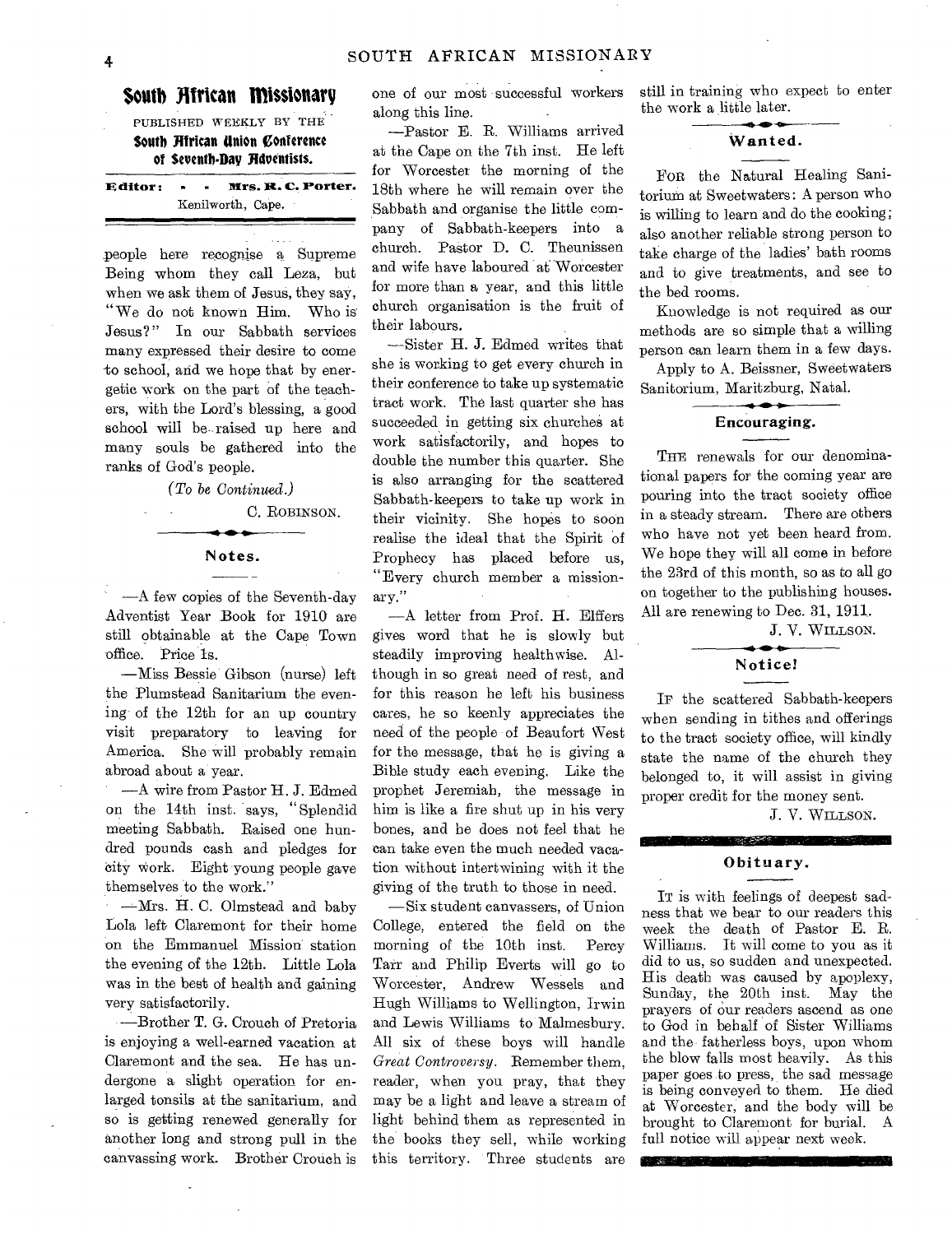# South African Missionary

PUBLISHED WEEKLY BY THE

**South African Union Conference of Seventh-Day Adventists.**

**Editor: - - Mrs. R. C. Porter.**
Kenilworth, Cape.

people here recognise a Supreme Being whom they call Leza, but when we ask them of Jesus, they say, "We do not known Him. Who is Jesus?" In our Sabbath services many expressed their desire to come to school, and we hope that by energetic work on the part of the teachers, with the Lord's blessing, a good school will be raised up here and many souls be gathered into the ranks of God's people.

*(To be Continued.)*

C. ROBINSON.

## Notes.

—A few copies of the Seventh-day Adventist Year Book for 1910 are still obtainable at the Cape Town office. Price 1s.

—Miss Bessie Gibson (nurse) left the Plumstead Sanitarium the evening of the 12th for an up country visit preparatory to leaving for America. She will probably remain abroad about a year.

—A wire from Pastor H. J. Edmed on the 14th inst. says, "Splendid meeting Sabbath. Raised one hundred pounds cash and pledges for city work. Eight young people gave themselves to the work."

—Mrs. H. C. Olmstead and baby Lola left Claremont for their home on the Emmanuel Mission station the evening of the 12th. Little Lola was in the best of health and gaining very satisfactorily.

—Brother T. G. Crouch of Pretoria is enjoying a well-earned vacation at Claremont and the sea. He has undergone a slight operation for enlarged tonsils at the sanitarium, and so is getting renewed generally for another long and strong pull in the canvassing work. Brother Crouch is one of our most successful workers along this line.

—Pastor E. R. Williams arrived at the Cape on the 7th inst. He left for Worcester the morning of the 18th where he will remain over the Sabbath and organise the little company of Sabbath-keepers into a church. Pastor D. C. Theunissen and wife have laboured at Worcester for more than a year, and this little church organisation is the fruit of their labours.

—Sister H. J. Edmed writes that she is working to get every church in their conference to take up systematic tract work. The last quarter she has succeeded in getting six churches at work satisfactorily, and hopes to double the number this quarter. She is also arranging for the scattered Sabbath-keepers to take up work in their vicinity. She hopes to soon realise the ideal that the Spirit of Prophecy has placed before us, "Every church member a missionary."

—A letter from Prof. H. Elffers gives word that he is slowly but steadily improving healthwise. Although in so great need of rest, and for this reason he left his business cares, he so keenly appreciates the need of the people of Beaufort West for the message, that he is giving a Bible study each evening. Like the prophet Jeremiah, the message in him is like a fire shut up in his very bones, and he does not feel that he can take even the much needed vacation without intertwining with it the giving of the truth to those in need.

—Six student canvassers, of Union College, entered the field on the morning of the 10th inst. Percy Tarr and Philip Everts will go to Worcester, Andrew Wessels and Hugh Williams to Wellington, Irwin and Lewis Williams to Malmesbury. All six of these boys will handle *Great Controversy*. Remember them, reader, when you pray, that they may be a light and leave a stream of light behind them as represented in the books they sell, while working this territory. Three students are still in training who expect to enter the work a little later.

## Wanted.

FOR the Natural Healing Sanitorium at Sweetwaters: A person who is willing to learn and do the cooking; also another reliable strong person to take charge of the ladies' bath rooms and to give treatments, and see to the bed rooms.

Knowledge is not required as our methods are so simple that a willing person can learn them in a few days.

Apply to A. Beissner, Sweetwaters Sanitorium, Maritzburg, Natal.

## Encouraging.

THE renewals for our denominational papers for the coming year are pouring into the tract society office in a steady stream. There are others who have not yet been heard from. We hope they will all come in before the 23rd of this month, so as to all go on together to the publishing houses. All are renewing to Dec. 31, 1911.

J. V. WILLSON.

## Notice!

IF the scattered Sabbath-keepers when sending in tithes and offerings to the tract society office, will kindly state the name of the church they belonged to, it will assist in giving proper credit for the money sent.

J. V. WILLSON.

## Obituary.

IT is with feelings of deepest sadness that we bear to our readers this week the death of Pastor E. R. Williams. It will come to you as it did to us, so sudden and unexpected. His death was caused by apoplexy, Sunday, the 20th inst. May the prayers of our readers ascend as one to God in behalf of Sister Williams and the fatherless boys, upon whom the blow falls most heavily. As this paper goes to press, the sad message is being conveyed to them. He died at Worcester, and the body will be brought to Claremont for burial. A full notice will appear next week.